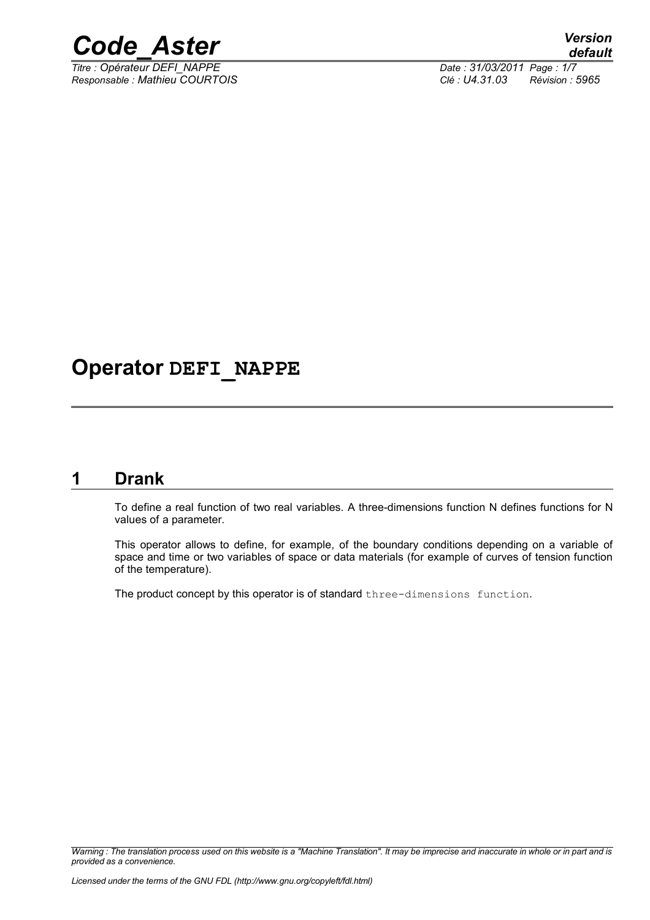# Operator DEFI_NAPPE

## 1 Drank

To define a real function of two real variables. A three-dimensions function N defines functions for N values of a parameter.

This operator allows to define, for example, of the boundary conditions depending on a variable of space and time or two variables of space or data materials (for example of curves of tension function of the temperature).

The product concept by this operator is of standard `three-dimensions function`.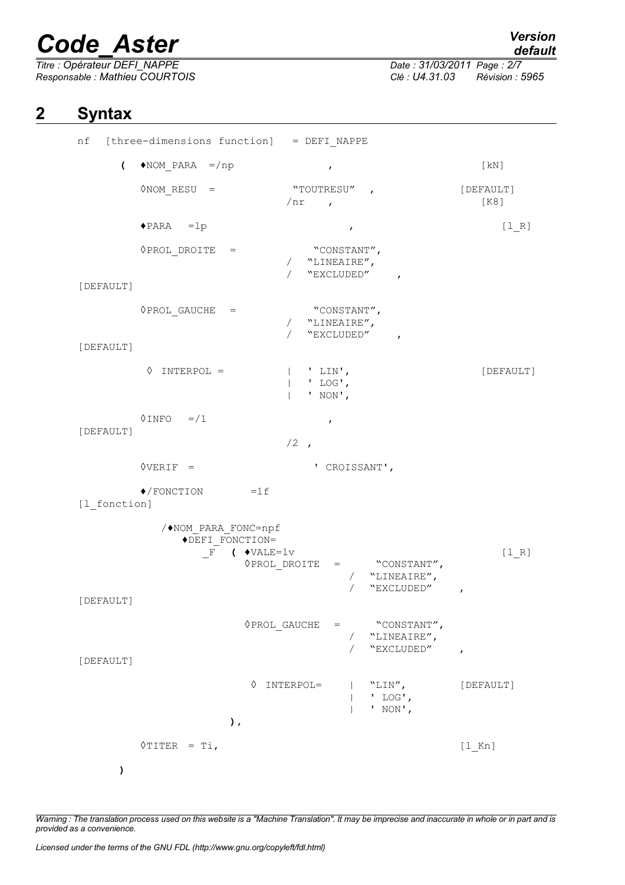## 2 Syntax

```
nf  [three-dimensions function]  = DEFI_NAPPE

     (  ♦NOM_PARA  =/np                ,                          [kN]

        ◊NOM_RESU  =             "TOUTRESU"  ,                    [DEFAULT]
                                /nr   ,                            [K8]

        ♦PARA   =lp                         ,                      [l_R]

        ◊PROL_DROITE  =             "CONSTANT",
                                /  "LINEAIRE",
                                /  "EXCLUDED"    ,
[DEFAULT]

        ◊PROL_GAUCHE  =             "CONSTANT",
                                /  "LINEAIRE",
                                /  "EXCLUDED"    ,
[DEFAULT]

         ◊  INTERPOL =          |  ' LIN',                        [DEFAULT]
                                |  ' LOG',
                                |  ' NON',

        ◊INFO   =/1                     ,
[DEFAULT]
                                /2 ,

        ◊VERIF  =                     ' CROISSANT',

        ♦/FONCTION        =lf
[l_fonction]

          /♦NOM_PARA_FONC=npf
             ♦DEFI_FONCTION=
                 _F  ( ♦VALE=lv                                    [l_R]
                       ◊PROL_DROITE   =        "CONSTANT",
                                           /  "LINEAIRE",
                                           /  "EXCLUDED"    ,
[DEFAULT]

                       ◊PROL_GAUCHE   =        "CONSTANT",
                                           /  "LINEAIRE",
                                           /  "EXCLUDED"    ,
[DEFAULT]

                        ◊  INTERPOL=       |  "LIN",          [DEFAULT]
                                           |  ' LOG',
                                           |  ' NON',
                     ),

        ◊TITER  = Ti,                                              [l_Kn]

     )
```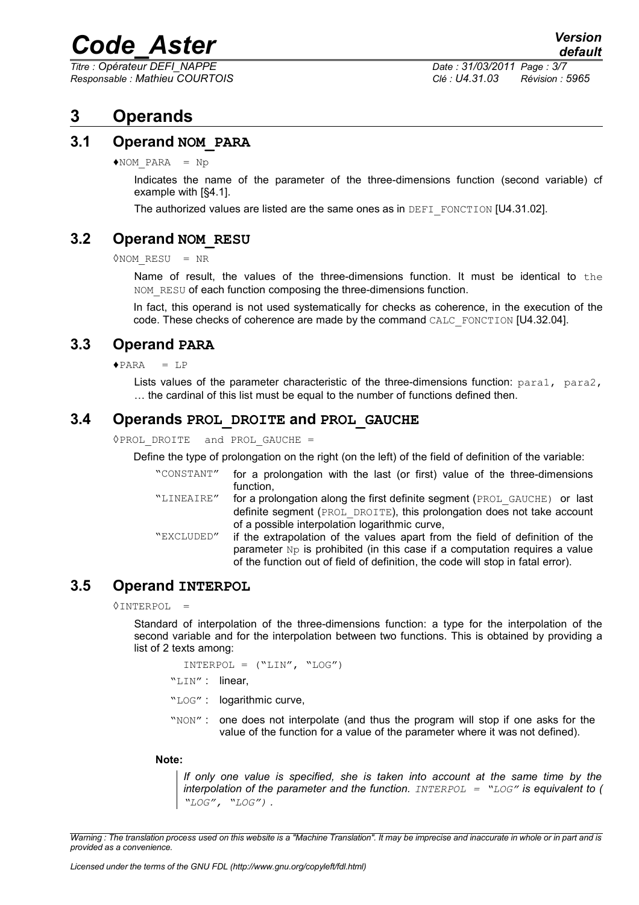# 3 Operands

## 3.1 Operand NOM_PARA

♦NOM_PARA = Np

Indicates the name of the parameter of the three-dimensions function (second variable) cf example with [§4.1].

The authorized values are listed are the same ones as in `DEFI_FONCTION` [U4.31.02].

## 3.2 Operand NOM_RESU

◊NOM_RESU = NR

Name of result, the values of the three-dimensions function. It must be identical to the `NOM_RESU` of each function composing the three-dimensions function.

In fact, this operand is not used systematically for checks as coherence, in the execution of the code. These checks of coherence are made by the command `CALC_FONCTION` [U4.32.04].

## 3.3 Operand PARA

♦PARA = LP

Lists values of the parameter characteristic of the three-dimensions function: `para1, para2,` … the cardinal of this list must be equal to the number of functions defined then.

## 3.4 Operands PROL_DROITE and PROL_GAUCHE

◊PROL_DROITE and PROL_GAUCHE =

Define the type of prolongation on the right (on the left) of the field of definition of the variable:

- "CONSTANT" for a prolongation with the last (or first) value of the three-dimensions function,
- "LINEAIRE" for a prolongation along the first definite segment (`PROL_GAUCHE`) or last definite segment (`PROL_DROITE`), this prolongation does not take account of a possible interpolation logarithmic curve,
- "EXCLUDED" if the extrapolation of the values apart from the field of definition of the parameter Np is prohibited (in this case if a computation requires a value of the function out of field of definition, the code will stop in fatal error).

## 3.5 Operand INTERPOL

◊INTERPOL =

Standard of interpolation of the three-dimensions function: a type for the interpolation of the second variable and for the interpolation between two functions. This is obtained by providing a list of 2 texts among:

```
INTERPOL = ("LIN", "LOG")
```

- "LIN" : linear,
- "LOG" : logarithmic curve,
- "NON" : one does not interpolate (and thus the program will stop if one asks for the value of the function for a value of the parameter where it was not defined).

**Note:**

*If only one value is specified, she is taken into account at the same time by the interpolation of the parameter and the function. INTERPOL = "LOG" is equivalent to ( "LOG", "LOG") .*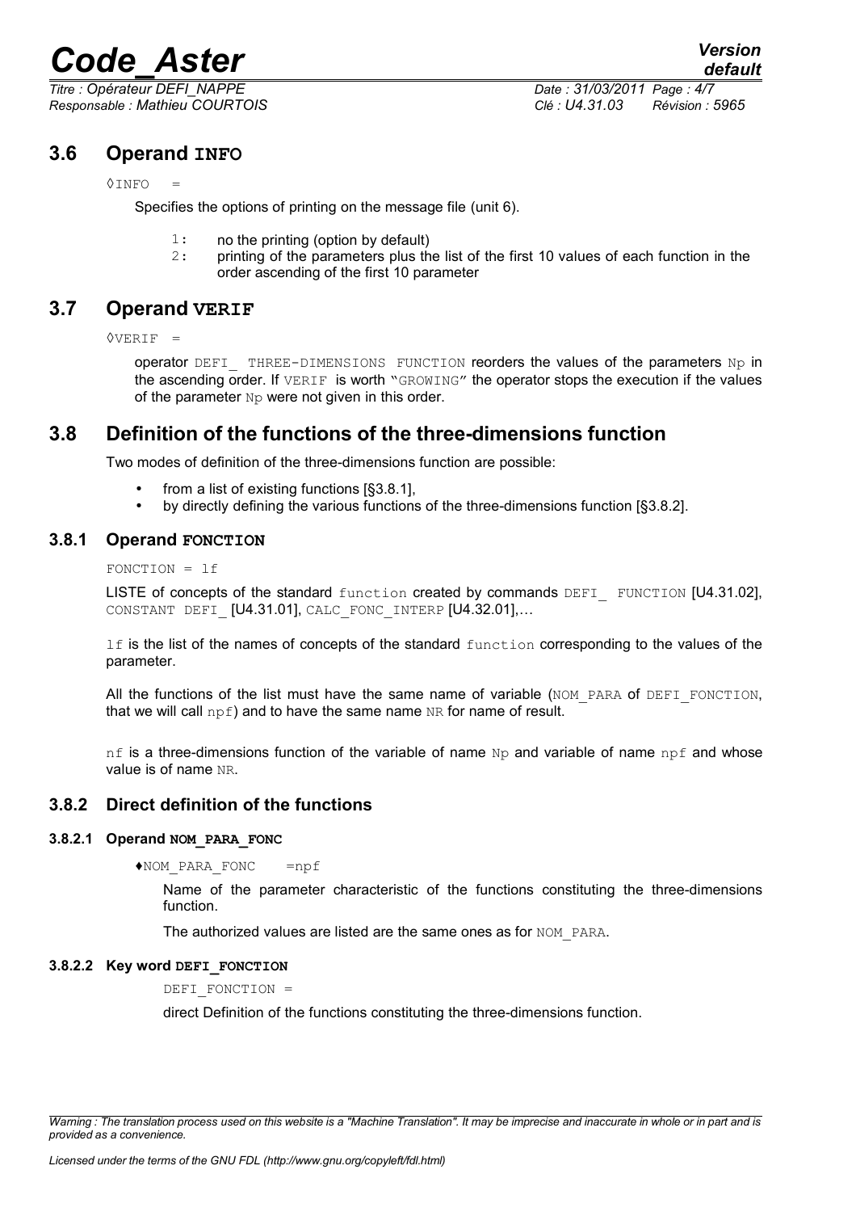## 3.6 Operand **INFO**

◊INFO =

Specifies the options of printing on the message file (unit 6).

1: no the printing (option by default)
2: printing of the parameters plus the list of the first 10 values of each function in the order ascending of the first 10 parameter

## 3.7 Operand **VERIF**

◊VERIF =

operator DEFI_ THREE-DIMENSIONS FUNCTION reorders the values of the parameters Np in the ascending order. If VERIF is worth "GROWING" the operator stops the execution if the values of the parameter Np were not given in this order.

## 3.8 Definition of the functions of the three-dimensions function

Two modes of definition of the three-dimensions function are possible:

- from a list of existing functions [§3.8.1],
- by directly defining the various functions of the three-dimensions function [§3.8.2].

### 3.8.1 Operand **FONCTION**

FONCTION = lf

LISTE of concepts of the standard function created by commands DEFI_ FUNCTION [U4.31.02], CONSTANT DEFI_ [U4.31.01], CALC_FONC_INTERP [U4.32.01],…

lf is the list of the names of concepts of the standard function corresponding to the values of the parameter.

All the functions of the list must have the same name of variable (NOM_PARA of DEFI_FONCTION, that we will call npf) and to have the same name NR for name of result.

nf is a three-dimensions function of the variable of name Np and variable of name npf and whose value is of name NR.

### 3.8.2 Direct definition of the functions

#### 3.8.2.1 Operand **NOM_PARA_FONC**

♦NOM_PARA_FONC =npf

Name of the parameter characteristic of the functions constituting the three-dimensions function.

The authorized values are listed are the same ones as for NOM_PARA.

#### 3.8.2.2 Key word **DEFI_FONCTION**

DEFI_FONCTION =

direct Definition of the functions constituting the three-dimensions function.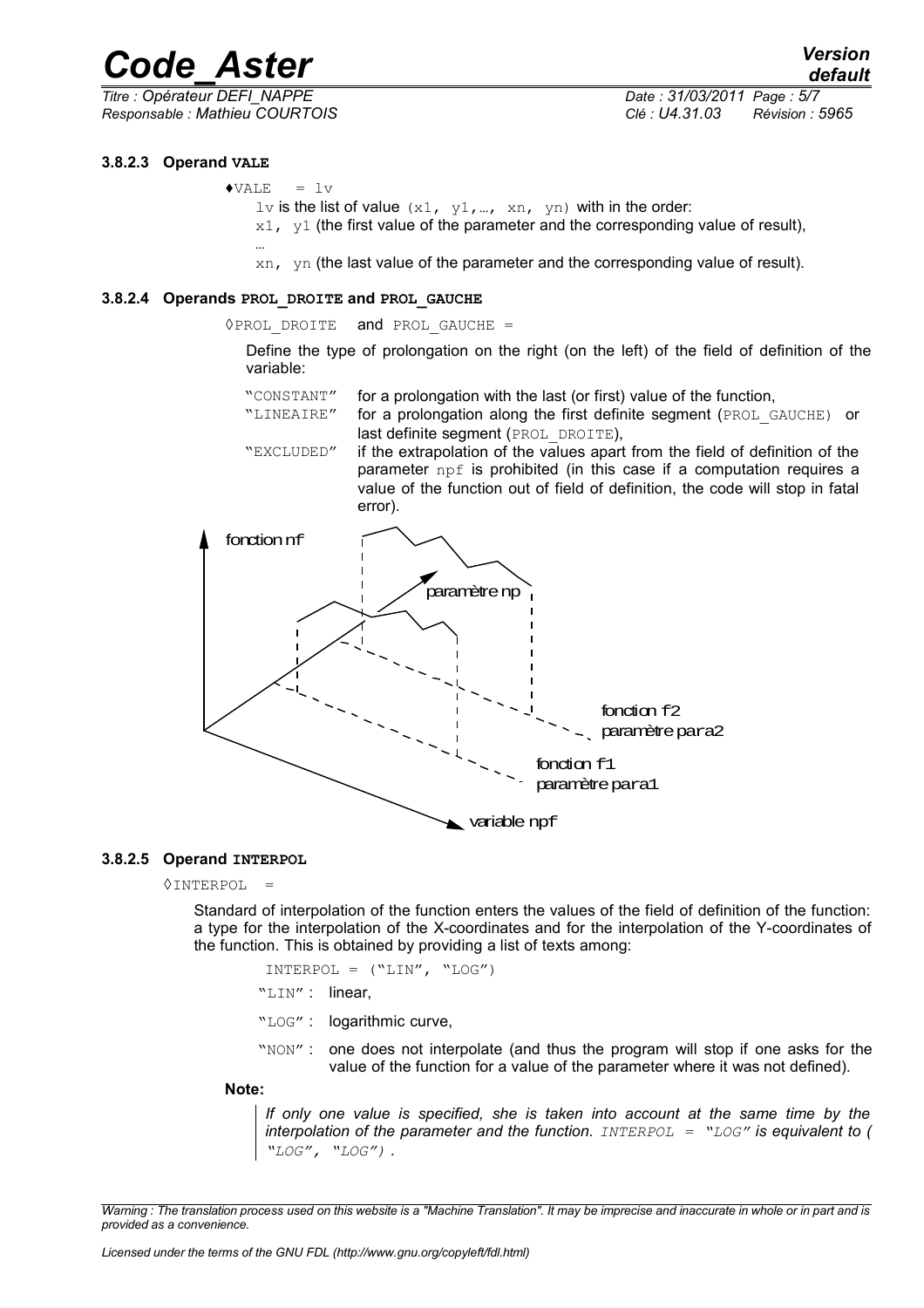#### 3.8.2.3 Operand VALE

♦VALE = lv

lv is the list of value (x1, y1,…, xn, yn) with in the order:

x1, y1 (the first value of the parameter and the corresponding value of result),

…

xn, yn (the last value of the parameter and the corresponding value of result).

#### 3.8.2.4 Operands PROL_DROITE and PROL_GAUCHE

◊PROL_DROITE and PROL_GAUCHE =

Define the type of prolongation on the right (on the left) of the field of definition of the variable:

- "CONSTANT" for a prolongation with the last (or first) value of the function,
- "LINEAIRE" for a prolongation along the first definite segment (PROL_GAUCHE) or last definite segment (PROL_DROITE),
- "EXCLUDED" if the extrapolation of the values apart from the field of definition of the parameter npf is prohibited (in this case if a computation requires a value of the function out of field of definition, the code will stop in fatal error).

fonction nf

paramètre np

fonction f2
paramètre para2

fonction f1
paramètre para1

variable npf

#### 3.8.2.5 Operand INTERPOL

◊INTERPOL =

Standard of interpolation of the function enters the values of the field of definition of the function: a type for the interpolation of the X-coordinates and for the interpolation of the Y-coordinates of the function. This is obtained by providing a list of texts among:

INTERPOL = ("LIN", "LOG")

- "LIN" : linear,
- "LOG" : logarithmic curve,
- "NON" : one does not interpolate (and thus the program will stop if one asks for the value of the function for a value of the parameter where it was not defined).

**Note:**

*If only one value is specified, she is taken into account at the same time by the interpolation of the parameter and the function. INTERPOL = "LOG" is equivalent to ( "LOG", "LOG") .*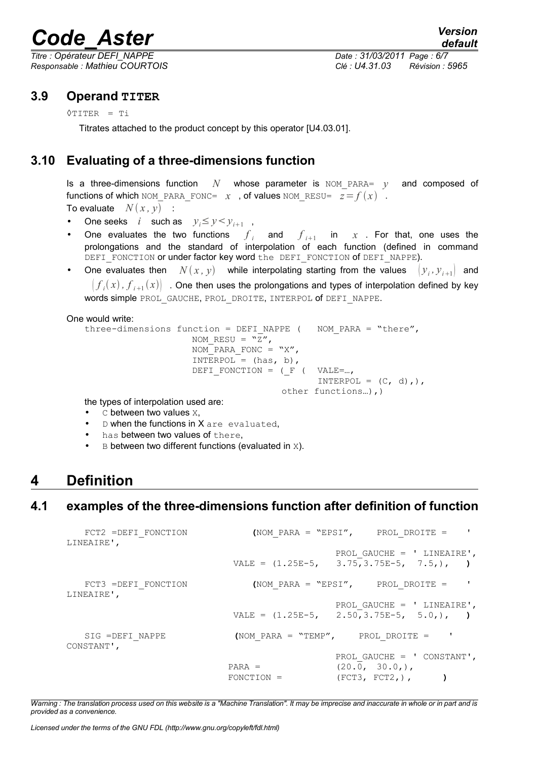## 3.9 Operand **TITER**

◊TITER = Ti

Titrates attached to the product concept by this operator [U4.03.01].

## 3.10 Evaluating of a three-dimensions function

Is a three-dimensions function $N$ whose parameter is NOM_PARA= $y$ and composed of functions of which NOM_PARA_FONC= $x$ , of values NOM_RESU= $z=f(x)$ .

To evaluate $N(x,y)$ :

- One seeks $i$ such as $y_i \leq y < y_{i+1}$ ,
- One evaluates the two functions $f_i$ and $f_{i+1}$ in $x$ . For that, one uses the prolongations and the standard of interpolation of each function (defined in command DEFI_FONCTION or under factor key word the DEFI_FONCTION of DEFI_NAPPE).
- One evaluates then $N(x,y)$ while interpolating starting from the values $(y_i, y_{i+1})$ and $(f_i(x), f_{i+1}(x))$ . One then uses the prolongations and types of interpolation defined by key words simple PROL_GAUCHE, PROL_DROITE, INTERPOL of DEFI_NAPPE.

One would write:

```
three-dimensions function = DEFI_NAPPE (   NOM_PARA = "there",
                    NOM_RESU = "Z",
                    NOM_PARA_FONC = "X",
                    INTERPOL = (has, b),
                    DEFI_FONCTION = (_F (  VALE=…,
                                           INTERPOL = (C, d),),
                                  other functions…),)
```

the types of interpolation used are:

- C between two values X,
- D when the functions in X are evaluated,
- has between two values of there,
- B between two different functions (evaluated in X).

# 4 Definition

## 4.1 examples of the three-dimensions function after definition of function

```
FCT2 =DEFI_FONCTION          (NOM_PARA = "EPSI",     PROL_DROITE =    '
LINEAIRE',
                                                     PROL_GAUCHE = ' LINEAIRE',
                             VALE = (1.25E-5,   3.75,3.75E-5,  7.5,),    )

FCT3 =DEFI_FONCTION          (NOM_PARA = "EPSI",     PROL_DROITE =    '
LINEAIRE',
                                                     PROL_GAUCHE = ' LINEAIRE',
                             VALE = (1.25E-5,   2.50,3.75E-5,  5.0,),    )

SIG =DEFI_NAPPE              (NOM_PARA = "TEMP",     PROL_DROITE =    '
CONSTANT',
                                                     PROL_GAUCHE = ' CONSTANT',
                             PARA =                  (20.0,  30.0,),
                             FONCTION =              (FCT3, FCT2,),        )
```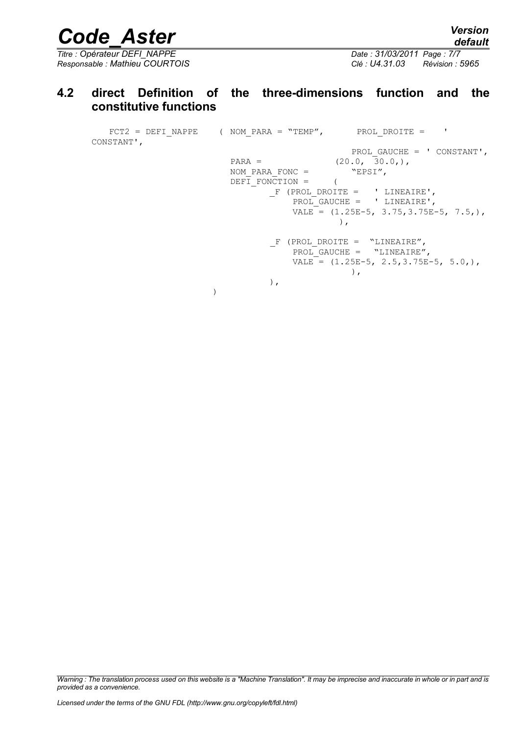## 4.2 direct Definition of the three-dimensions function and the constitutive functions

```
FCT2 = DEFI_NAPPE    ( NOM_PARA = "TEMP",       PROL_DROITE =    ' CONSTANT',
                                                PROL_GAUCHE = ' CONSTANT',
                      PARA =              (20.0,  30.0,),
                      NOM_PARA_FONC =        "EPSI",
                      DEFI_FONCTION =     (
                              _F (PROL_DROITE =   ' LINEAIRE',
                                  PROL_GAUCHE =   ' LINEAIRE',
                                  VALE = (1.25E-5, 3.75,3.75E-5, 7.5,),
                                          ),

                              _F (PROL_DROITE =  "LINEAIRE",
                                  PROL_GAUCHE =  "LINEAIRE",
                                  VALE = (1.25E-5, 2.5,3.75E-5, 5.0,),
                                           ),
                              ),
                     )
```